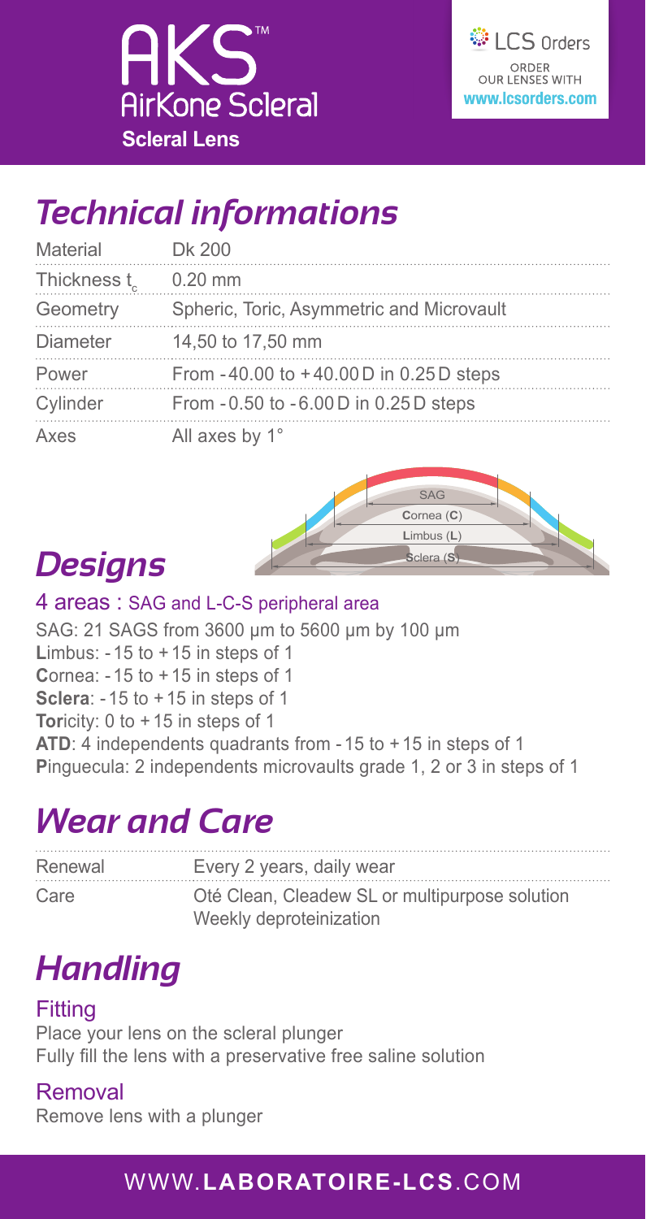# AKS™ AirKone Scleral

**Scleral Lens**

LCS Orders
ORDER OUR LENSES WITH
**www.lcsorders.com**

## Technical informations

| Material | Dk 200 |
| --- | --- |
| Thickness $t_c$ | 0.20 mm |
| Geometry | Spheric, Toric, Asymmetric and Microvault |
| Diameter | 14,50 to 17,50 mm |
| Power | From -40.00 to +40.00 D in 0.25 D steps |
| Cylinder | From -0.50 to -6.00 D in 0.25 D steps |
| Axes | All axes by 1° |

SAG
**C**ornea (**C**)
**L**imbus (**L**)
**S**clera (**S**)

## Designs

### 4 areas : SAG and L-C-S peripheral area

SAG: 21 SAGS from 3600 µm to 5600 µm by 100 µm
**L**imbus: -15 to +15 in steps of 1
**C**ornea: -15 to +15 in steps of 1
**Sclera**: -15 to +15 in steps of 1
**Tor**icity: 0 to +15 in steps of 1
**ATD**: 4 independents quadrants from -15 to +15 in steps of 1
**P**inguecula: 2 independents microvaults grade 1, 2 or 3 in steps of 1

## Wear and Care

| Renewal | Every 2 years, daily wear |
| --- | --- |
| Care | Oté Clean, Cleadew SL or multipurpose solution<br>Weekly deproteinization |

## Handling

### Fitting

Place your lens on the scleral plunger
Fully fill the lens with a preservative free saline solution

### Removal

Remove lens with a plunger

WWW.**LABORATOIRE-LCS**.COM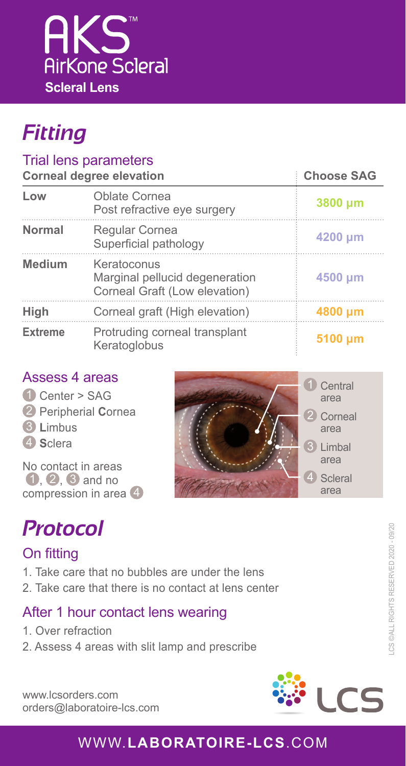# AKS™

AirKone Scleral

**Scleral Lens**

# *Fitting*

## Trial lens parameters

| Corneal degree elevation | | Choose SAG |
|---|---|---|
| **Low** | Oblate Cornea<br>Post refractive eye surgery | 3800 µm |
| **Normal** | Regular Cornea<br>Superficial pathology | 4200 µm |
| **Medium** | Keratoconus<br>Marginal pellucid degeneration<br>Corneal Graft (Low elevation) | 4500 µm |
| **High** | Corneal graft (High elevation) | 4800 µm |
| **Extreme** | Protruding corneal transplant<br>Keratoglobus | 5100 µm |

## Assess 4 areas

1. Center > SAG
2. Peripherial **C**ornea
3. **L**imbus
4. **S**clera

No contact in areas 1, 2, 3 and no compression in area 4

1 Central area
2 Corneal area
3 Limbal area
4 Scleral area

# *Protocol*

## On fitting

1. Take care that no bubbles are under the lens
2. Take care that there is no contact at lens center

## After 1 hour contact lens wearing

1. Over refraction
2. Assess 4 areas with slit lamp and prescribe

www.lcsorders.com
orders@laboratoire-lcs.com

LCS ©ALL RIGHTS RESERVED 2020 - 09/20

LCS

WWW.**LABORATOIRE-LCS**.COM